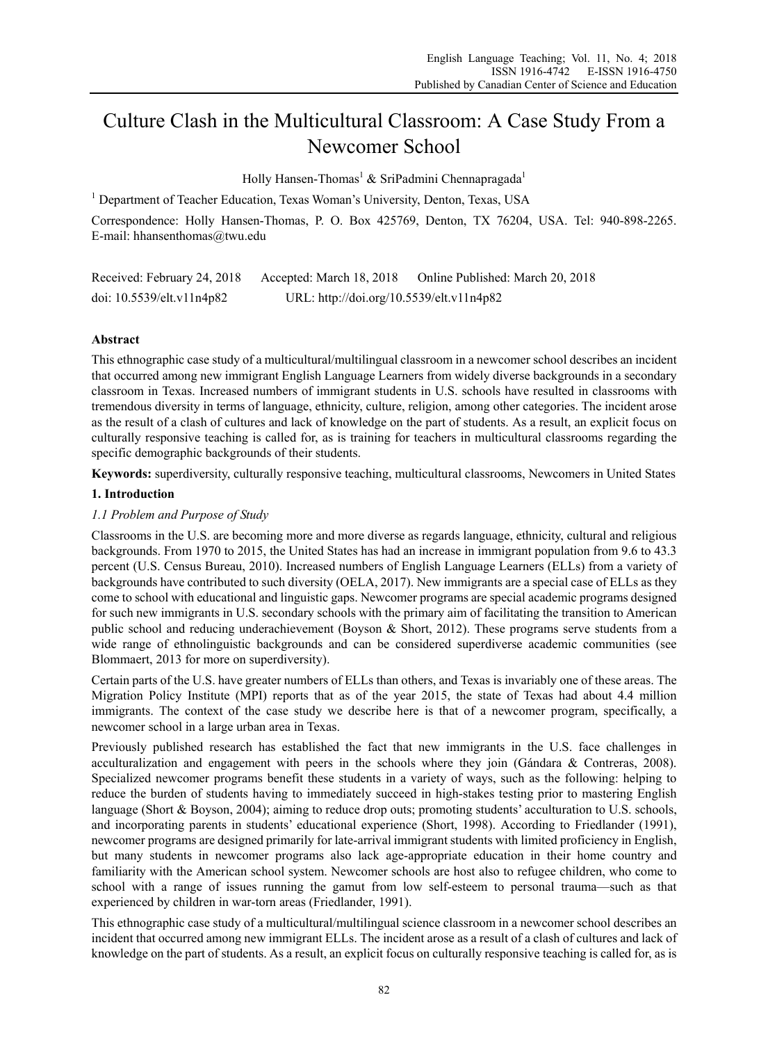# Culture Clash in the Multicultural Classroom: A Case Study From a Newcomer School

Holly Hansen-Thomas[1] & SriPadmini Chennapragada[1]

[1] Department of Teacher Education, Texas Woman's University, Denton, Texas, USA

Correspondence: Holly Hansen-Thomas, P. O. Box 425769, Denton, TX 76204, USA. Tel: 940-898-2265. E-mail: hhansenthomas@twu.edu

Received: February 24, 2018 Accepted: March 18, 2018 Online Published: March 20, 2018

doi: 10.5539/elt.v11n4p82 URL: http://doi.org/10.5539/elt.v11n4p82

## Abstract

This ethnographic case study of a multicultural/multilingual classroom in a newcomer school describes an incident that occurred among new immigrant English Language Learners from widely diverse backgrounds in a secondary classroom in Texas. Increased numbers of immigrant students in U.S. schools have resulted in classrooms with tremendous diversity in terms of language, ethnicity, culture, religion, among other categories. The incident arose as the result of a clash of cultures and lack of knowledge on the part of students. As a result, an explicit focus on culturally responsive teaching is called for, as is training for teachers in multicultural classrooms regarding the specific demographic backgrounds of their students.

**Keywords:** superdiversity, culturally responsive teaching, multicultural classrooms, Newcomers in United States

## 1. Introduction

### *1.1 Problem and Purpose of Study*

Classrooms in the U.S. are becoming more and more diverse as regards language, ethnicity, cultural and religious backgrounds. From 1970 to 2015, the United States has had an increase in immigrant population from 9.6 to 43.3 percent (U.S. Census Bureau, 2010). Increased numbers of English Language Learners (ELLs) from a variety of backgrounds have contributed to such diversity (OELA, 2017). New immigrants are a special case of ELLs as they come to school with educational and linguistic gaps. Newcomer programs are special academic programs designed for such new immigrants in U.S. secondary schools with the primary aim of facilitating the transition to American public school and reducing underachievement (Boyson & Short, 2012). These programs serve students from a wide range of ethnolinguistic backgrounds and can be considered superdiverse academic communities (see Blommaert, 2013 for more on superdiversity).

Certain parts of the U.S. have greater numbers of ELLs than others, and Texas is invariably one of these areas. The Migration Policy Institute (MPI) reports that as of the year 2015, the state of Texas had about 4.4 million immigrants. The context of the case study we describe here is that of a newcomer program, specifically, a newcomer school in a large urban area in Texas.

Previously published research has established the fact that new immigrants in the U.S. face challenges in acculturalization and engagement with peers in the schools where they join (Gándara & Contreras, 2008). Specialized newcomer programs benefit these students in a variety of ways, such as the following: helping to reduce the burden of students having to immediately succeed in high-stakes testing prior to mastering English language (Short & Boyson, 2004); aiming to reduce drop outs; promoting students' acculturation to U.S. schools, and incorporating parents in students' educational experience (Short, 1998). According to Friedlander (1991), newcomer programs are designed primarily for late-arrival immigrant students with limited proficiency in English, but many students in newcomer programs also lack age-appropriate education in their home country and familiarity with the American school system. Newcomer schools are host also to refugee children, who come to school with a range of issues running the gamut from low self-esteem to personal trauma—such as that experienced by children in war-torn areas (Friedlander, 1991).

This ethnographic case study of a multicultural/multilingual science classroom in a newcomer school describes an incident that occurred among new immigrant ELLs. The incident arose as a result of a clash of cultures and lack of knowledge on the part of students. As a result, an explicit focus on culturally responsive teaching is called for, as is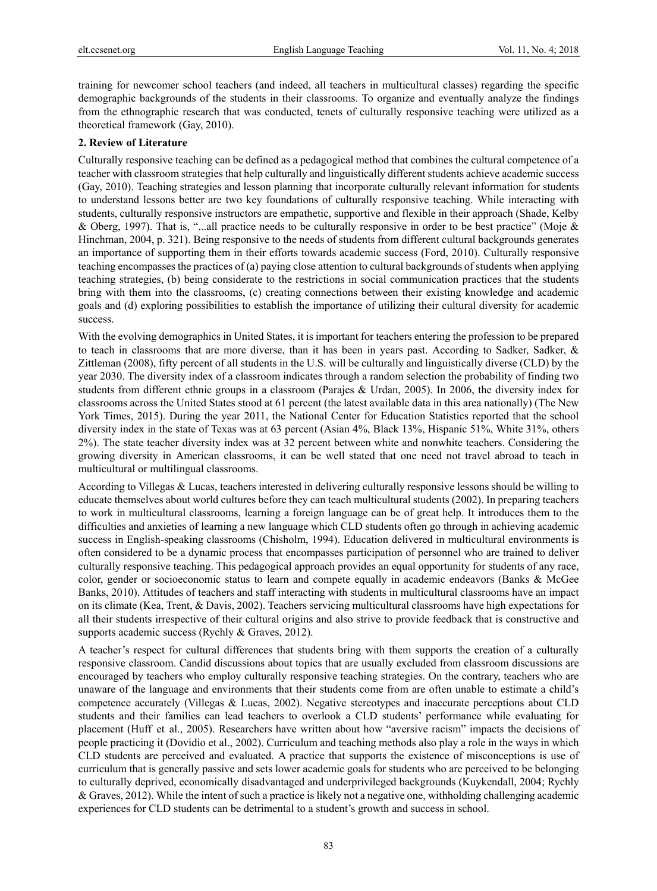training for newcomer school teachers (and indeed, all teachers in multicultural classes) regarding the specific demographic backgrounds of the students in their classrooms. To organize and eventually analyze the findings from the ethnographic research that was conducted, tenets of culturally responsive teaching were utilized as a theoretical framework (Gay, 2010).

## 2. Review of Literature

Culturally responsive teaching can be defined as a pedagogical method that combines the cultural competence of a teacher with classroom strategies that help culturally and linguistically different students achieve academic success (Gay, 2010). Teaching strategies and lesson planning that incorporate culturally relevant information for students to understand lessons better are two key foundations of culturally responsive teaching. While interacting with students, culturally responsive instructors are empathetic, supportive and flexible in their approach (Shade, Kelby & Oberg, 1997). That is, "...all practice needs to be culturally responsive in order to be best practice" (Moje & Hinchman, 2004, p. 321). Being responsive to the needs of students from different cultural backgrounds generates an importance of supporting them in their efforts towards academic success (Ford, 2010). Culturally responsive teaching encompasses the practices of (a) paying close attention to cultural backgrounds of students when applying teaching strategies, (b) being considerate to the restrictions in social communication practices that the students bring with them into the classrooms, (c) creating connections between their existing knowledge and academic goals and (d) exploring possibilities to establish the importance of utilizing their cultural diversity for academic success.

With the evolving demographics in United States, it is important for teachers entering the profession to be prepared to teach in classrooms that are more diverse, than it has been in years past. According to Sadker, Sadker, & Zittleman (2008), fifty percent of all students in the U.S. will be culturally and linguistically diverse (CLD) by the year 2030. The diversity index of a classroom indicates through a random selection the probability of finding two students from different ethnic groups in a classroom (Parajes & Urdan, 2005). In 2006, the diversity index for classrooms across the United States stood at 61 percent (the latest available data in this area nationally) (The New York Times, 2015). During the year 2011, the National Center for Education Statistics reported that the school diversity index in the state of Texas was at 63 percent (Asian 4%, Black 13%, Hispanic 51%, White 31%, others 2%). The state teacher diversity index was at 32 percent between white and nonwhite teachers. Considering the growing diversity in American classrooms, it can be well stated that one need not travel abroad to teach in multicultural or multilingual classrooms.

According to Villegas & Lucas, teachers interested in delivering culturally responsive lessons should be willing to educate themselves about world cultures before they can teach multicultural students (2002). In preparing teachers to work in multicultural classrooms, learning a foreign language can be of great help. It introduces them to the difficulties and anxieties of learning a new language which CLD students often go through in achieving academic success in English-speaking classrooms (Chisholm, 1994). Education delivered in multicultural environments is often considered to be a dynamic process that encompasses participation of personnel who are trained to deliver culturally responsive teaching. This pedagogical approach provides an equal opportunity for students of any race, color, gender or socioeconomic status to learn and compete equally in academic endeavors (Banks & McGee Banks, 2010). Attitudes of teachers and staff interacting with students in multicultural classrooms have an impact on its climate (Kea, Trent, & Davis, 2002). Teachers servicing multicultural classrooms have high expectations for all their students irrespective of their cultural origins and also strive to provide feedback that is constructive and supports academic success (Rychly & Graves, 2012).

A teacher's respect for cultural differences that students bring with them supports the creation of a culturally responsive classroom. Candid discussions about topics that are usually excluded from classroom discussions are encouraged by teachers who employ culturally responsive teaching strategies. On the contrary, teachers who are unaware of the language and environments that their students come from are often unable to estimate a child's competence accurately (Villegas & Lucas, 2002). Negative stereotypes and inaccurate perceptions about CLD students and their families can lead teachers to overlook a CLD students' performance while evaluating for placement (Huff et al., 2005). Researchers have written about how "aversive racism" impacts the decisions of people practicing it (Dovidio et al., 2002). Curriculum and teaching methods also play a role in the ways in which CLD students are perceived and evaluated. A practice that supports the existence of misconceptions is use of curriculum that is generally passive and sets lower academic goals for students who are perceived to be belonging to culturally deprived, economically disadvantaged and underprivileged backgrounds (Kuykendall, 2004; Rychly & Graves, 2012). While the intent of such a practice is likely not a negative one, withholding challenging academic experiences for CLD students can be detrimental to a student's growth and success in school.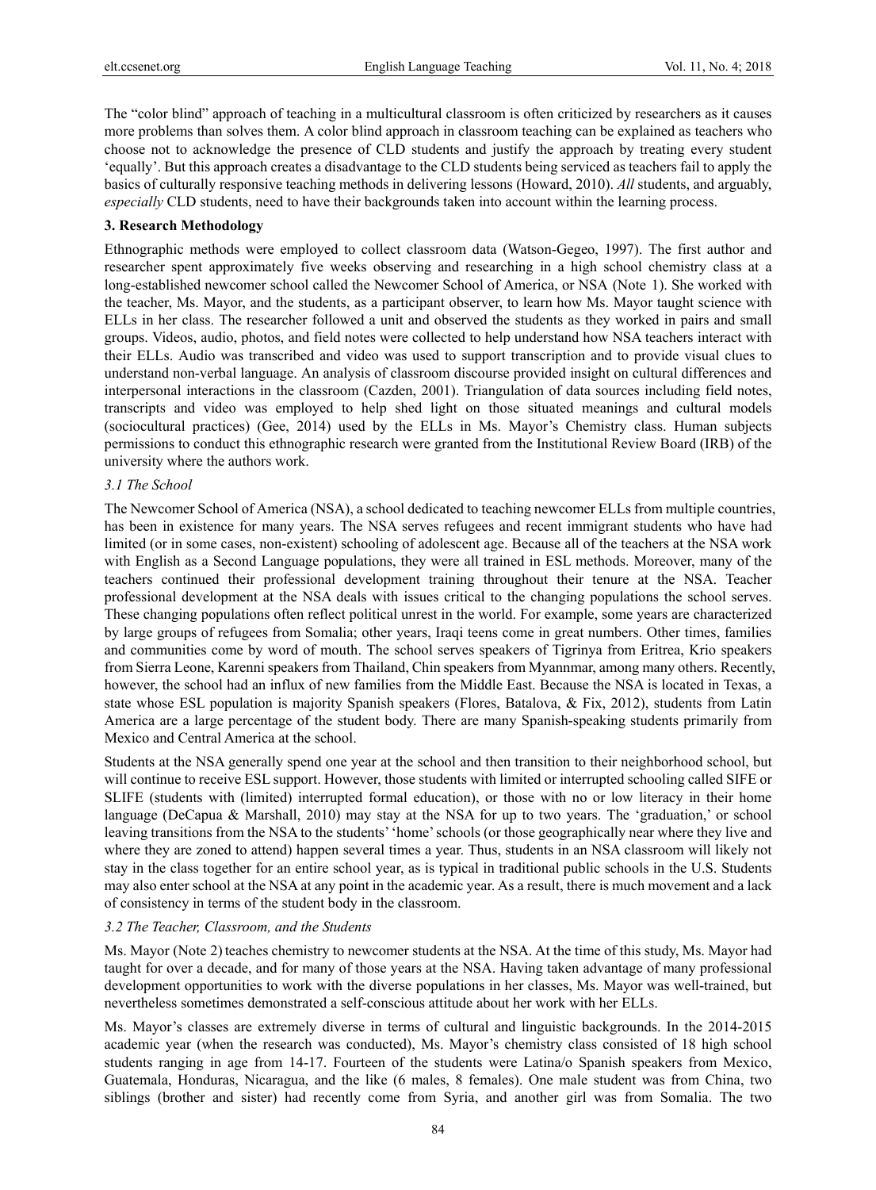The "color blind" approach of teaching in a multicultural classroom is often criticized by researchers as it causes more problems than solves them. A color blind approach in classroom teaching can be explained as teachers who choose not to acknowledge the presence of CLD students and justify the approach by treating every student 'equally'. But this approach creates a disadvantage to the CLD students being serviced as teachers fail to apply the basics of culturally responsive teaching methods in delivering lessons (Howard, 2010). *All* students, and arguably, *especially* CLD students, need to have their backgrounds taken into account within the learning process.

## 3. Research Methodology

Ethnographic methods were employed to collect classroom data (Watson-Gegeo, 1997). The first author and researcher spent approximately five weeks observing and researching in a high school chemistry class at a long-established newcomer school called the Newcomer School of America, or NSA (Note 1). She worked with the teacher, Ms. Mayor, and the students, as a participant observer, to learn how Ms. Mayor taught science with ELLs in her class. The researcher followed a unit and observed the students as they worked in pairs and small groups. Videos, audio, photos, and field notes were collected to help understand how NSA teachers interact with their ELLs. Audio was transcribed and video was used to support transcription and to provide visual clues to understand non-verbal language. An analysis of classroom discourse provided insight on cultural differences and interpersonal interactions in the classroom (Cazden, 2001). Triangulation of data sources including field notes, transcripts and video was employed to help shed light on those situated meanings and cultural models (sociocultural practices) (Gee, 2014) used by the ELLs in Ms. Mayor's Chemistry class. Human subjects permissions to conduct this ethnographic research were granted from the Institutional Review Board (IRB) of the university where the authors work.

### *3.1 The School*

The Newcomer School of America (NSA), a school dedicated to teaching newcomer ELLs from multiple countries, has been in existence for many years. The NSA serves refugees and recent immigrant students who have had limited (or in some cases, non-existent) schooling of adolescent age. Because all of the teachers at the NSA work with English as a Second Language populations, they were all trained in ESL methods. Moreover, many of the teachers continued their professional development training throughout their tenure at the NSA. Teacher professional development at the NSA deals with issues critical to the changing populations the school serves. These changing populations often reflect political unrest in the world. For example, some years are characterized by large groups of refugees from Somalia; other years, Iraqi teens come in great numbers. Other times, families and communities come by word of mouth. The school serves speakers of Tigrinya from Eritrea, Krio speakers from Sierra Leone, Karenni speakers from Thailand, Chin speakers from Myannmar, among many others. Recently, however, the school had an influx of new families from the Middle East. Because the NSA is located in Texas, a state whose ESL population is majority Spanish speakers (Flores, Batalova, & Fix, 2012), students from Latin America are a large percentage of the student body. There are many Spanish-speaking students primarily from Mexico and Central America at the school.

Students at the NSA generally spend one year at the school and then transition to their neighborhood school, but will continue to receive ESL support. However, those students with limited or interrupted schooling called SIFE or SLIFE (students with (limited) interrupted formal education), or those with no or low literacy in their home language (DeCapua & Marshall, 2010) may stay at the NSA for up to two years. The 'graduation,' or school leaving transitions from the NSA to the students' 'home' schools (or those geographically near where they live and where they are zoned to attend) happen several times a year. Thus, students in an NSA classroom will likely not stay in the class together for an entire school year, as is typical in traditional public schools in the U.S. Students may also enter school at the NSA at any point in the academic year. As a result, there is much movement and a lack of consistency in terms of the student body in the classroom.

### *3.2 The Teacher, Classroom, and the Students*

Ms. Mayor (Note 2) teaches chemistry to newcomer students at the NSA. At the time of this study, Ms. Mayor had taught for over a decade, and for many of those years at the NSA. Having taken advantage of many professional development opportunities to work with the diverse populations in her classes, Ms. Mayor was well-trained, but nevertheless sometimes demonstrated a self-conscious attitude about her work with her ELLs.

Ms. Mayor's classes are extremely diverse in terms of cultural and linguistic backgrounds. In the 2014-2015 academic year (when the research was conducted), Ms. Mayor's chemistry class consisted of 18 high school students ranging in age from 14-17. Fourteen of the students were Latina/o Spanish speakers from Mexico, Guatemala, Honduras, Nicaragua, and the like (6 males, 8 females). One male student was from China, two siblings (brother and sister) had recently come from Syria, and another girl was from Somalia. The two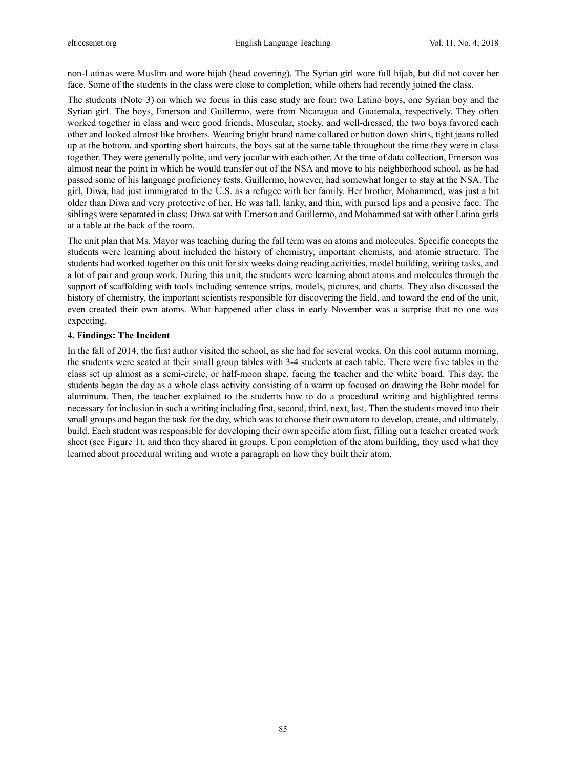non-Latinas were Muslim and wore hijab (head covering). The Syrian girl wore full hijab, but did not cover her face. Some of the students in the class were close to completion, while others had recently joined the class.

The students (Note 3) on which we focus in this case study are four: two Latino boys, one Syrian boy and the Syrian girl. The boys, Emerson and Guillermo, were from Nicaragua and Guatemala, respectively. They often worked together in class and were good friends. Muscular, stocky, and well-dressed, the two boys favored each other and looked almost like brothers. Wearing bright brand name collared or button down shirts, tight jeans rolled up at the bottom, and sporting short haircuts, the boys sat at the same table throughout the time they were in class together. They were generally polite, and very jocular with each other. At the time of data collection, Emerson was almost near the point in which he would transfer out of the NSA and move to his neighborhood school, as he had passed some of his language proficiency tests. Guillermo, however, had somewhat longer to stay at the NSA. The girl, Diwa, had just immigrated to the U.S. as a refugee with her family. Her brother, Mohammed, was just a bit older than Diwa and very protective of her. He was tall, lanky, and thin, with pursed lips and a pensive face. The siblings were separated in class; Diwa sat with Emerson and Guillermo, and Mohammed sat with other Latina girls at a table at the back of the room.

The unit plan that Ms. Mayor was teaching during the fall term was on atoms and molecules. Specific concepts the students were learning about included the history of chemistry, important chemists, and atomic structure. The students had worked together on this unit for six weeks doing reading activities, model building, writing tasks, and a lot of pair and group work. During this unit, the students were learning about atoms and molecules through the support of scaffolding with tools including sentence strips, models, pictures, and charts. They also discussed the history of chemistry, the important scientists responsible for discovering the field, and toward the end of the unit, even created their own atoms. What happened after class in early November was a surprise that no one was expecting.

## 4. Findings: The Incident

In the fall of 2014, the first author visited the school, as she had for several weeks. On this cool autumn morning, the students were seated at their small group tables with 3-4 students at each table. There were five tables in the class set up almost as a semi-circle, or half-moon shape, facing the teacher and the white board. This day, the students began the day as a whole class activity consisting of a warm up focused on drawing the Bohr model for aluminum. Then, the teacher explained to the students how to do a procedural writing and highlighted terms necessary for inclusion in such a writing including first, second, third, next, last. Then the students moved into their small groups and began the task for the day, which was to choose their own atom to develop, create, and ultimately, build. Each student was responsible for developing their own specific atom first, filling out a teacher created work sheet (see Figure 1), and then they shared in groups. Upon completion of the atom building, they used what they learned about procedural writing and wrote a paragraph on how they built their atom.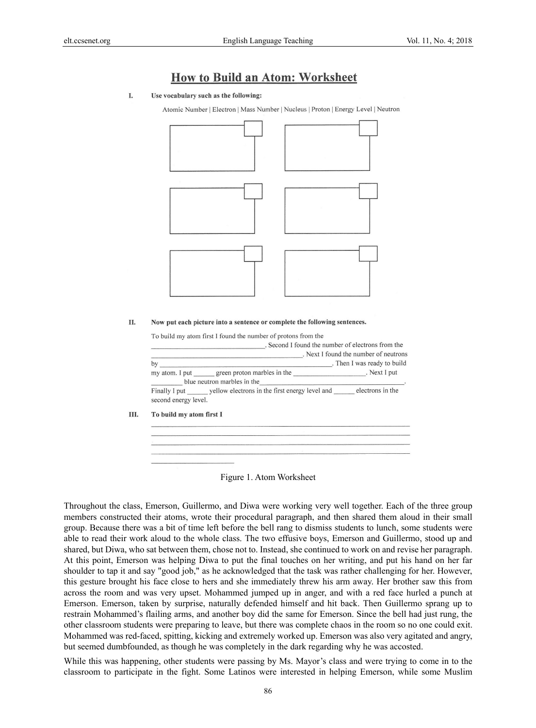## How to Build an Atom: Worksheet

**I. Use vocabulary such as the following:**

Atomic Number | Electron | Mass Number | Nucleus | Proton | Energy Level | Neutron

**II. Now put each picture into a sentence or complete the following sentences.**

To build my atom first I found the number of protons from the \_\_\_\_\_\_\_\_\_\_\_\_\_\_\_\_\_\_\_\_\_\_\_\_\_\_\_\_\_\_. Second I found the number of electrons from the \_\_\_\_\_\_\_\_\_\_\_\_\_\_\_\_\_\_\_\_\_\_\_\_\_\_\_\_\_\_\_\_\_\_\_\_\_\_\_\_. Next I found the number of neutrons by \_\_\_\_\_\_\_\_\_\_\_\_\_\_\_\_\_\_\_\_\_\_\_\_\_\_\_\_\_\_\_\_\_\_\_\_\_\_\_\_\_\_\_\_\_\_. Then I was ready to build my atom. I put \_\_\_\_\_\_ green proton marbles in the \_\_\_\_\_\_\_\_\_\_\_\_\_\_\_\_\_\_\_\_. Next I put \_\_\_\_\_\_\_\_ blue neutron marbles in the\_\_\_\_\_\_\_\_\_\_\_\_\_\_\_\_\_\_\_\_\_\_\_\_\_\_\_\_\_\_\_\_\_\_\_\_\_\_\_\_\_\_\_\_. Finally I put \_\_\_\_\_\_ yellow electrons in the first energy level and \_\_\_\_\_\_ electrons in the second energy level.

**III. To build my atom first I**

\_\_\_\_\_\_\_\_\_\_\_\_\_\_\_\_\_\_\_\_\_\_\_\_\_\_\_\_\_\_\_\_\_\_\_\_\_\_\_\_\_\_\_\_\_\_\_\_\_\_\_\_\_\_\_\_\_\_\_\_\_\_\_\_\_\_

\_\_\_\_\_\_\_\_\_\_\_\_\_\_\_\_\_\_\_\_\_\_\_\_\_\_\_\_\_\_\_\_\_\_\_\_\_\_\_\_\_\_\_\_\_\_\_\_\_\_\_\_\_\_\_\_\_\_\_\_\_\_\_\_\_\_

\_\_\_\_\_\_\_\_\_\_\_\_\_\_\_\_\_\_\_\_\_\_\_\_\_\_\_\_\_\_\_\_\_\_\_\_\_\_\_\_\_\_\_\_\_\_\_\_\_\_\_\_\_\_\_\_\_\_\_\_\_\_\_\_\_\_

\_\_\_\_\_\_\_\_\_\_\_\_\_\_\_\_\_\_\_\_\_\_\_\_\_\_\_\_\_\_\_\_\_\_\_\_\_\_\_\_\_\_\_\_\_\_\_\_\_\_\_\_\_\_\_\_\_\_\_\_\_\_\_\_\_\_

\_\_\_\_\_\_\_\_\_\_\_\_\_\_\_\_\_\_\_\_

Figure 1. Atom Worksheet

Throughout the class, Emerson, Guillermo, and Diwa were working very well together. Each of the three group members constructed their atoms, wrote their procedural paragraph, and then shared them aloud in their small group. Because there was a bit of time left before the bell rang to dismiss students to lunch, some students were able to read their work aloud to the whole class. The two effusive boys, Emerson and Guillermo, stood up and shared, but Diwa, who sat between them, chose not to. Instead, she continued to work on and revise her paragraph. At this point, Emerson was helping Diwa to put the final touches on her writing, and put his hand on her far shoulder to tap it and say "good job," as he acknowledged that the task was rather challenging for her. However, this gesture brought his face close to hers and she immediately threw his arm away. Her brother saw this from across the room and was very upset. Mohammed jumped up in anger, and with a red face hurled a punch at Emerson. Emerson, taken by surprise, naturally defended himself and hit back. Then Guillermo sprang up to restrain Mohammed's flailing arms, and another boy did the same for Emerson. Since the bell had just rung, the other classroom students were preparing to leave, but there was complete chaos in the room so no one could exit. Mohammed was red-faced, spitting, kicking and extremely worked up. Emerson was also very agitated and angry, but seemed dumbfounded, as though he was completely in the dark regarding why he was accosted.

While this was happening, other students were passing by Ms. Mayor's class and were trying to come in to the classroom to participate in the fight. Some Latinos were interested in helping Emerson, while some Muslim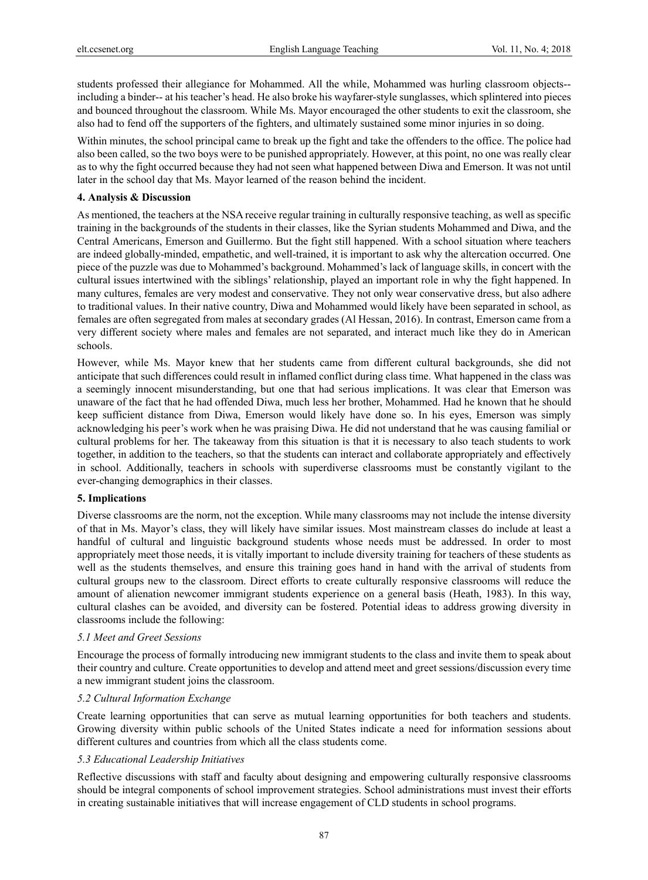students professed their allegiance for Mohammed. All the while, Mohammed was hurling classroom objects--including a binder-- at his teacher's head. He also broke his wayfarer-style sunglasses, which splintered into pieces and bounced throughout the classroom. While Ms. Mayor encouraged the other students to exit the classroom, she also had to fend off the supporters of the fighters, and ultimately sustained some minor injuries in so doing.

Within minutes, the school principal came to break up the fight and take the offenders to the office. The police had also been called, so the two boys were to be punished appropriately. However, at this point, no one was really clear as to why the fight occurred because they had not seen what happened between Diwa and Emerson. It was not until later in the school day that Ms. Mayor learned of the reason behind the incident.

## 4. Analysis & Discussion

As mentioned, the teachers at the NSA receive regular training in culturally responsive teaching, as well as specific training in the backgrounds of the students in their classes, like the Syrian students Mohammed and Diwa, and the Central Americans, Emerson and Guillermo. But the fight still happened. With a school situation where teachers are indeed globally-minded, empathetic, and well-trained, it is important to ask why the altercation occurred. One piece of the puzzle was due to Mohammed's background. Mohammed's lack of language skills, in concert with the cultural issues intertwined with the siblings' relationship, played an important role in why the fight happened. In many cultures, females are very modest and conservative. They not only wear conservative dress, but also adhere to traditional values. In their native country, Diwa and Mohammed would likely have been separated in school, as females are often segregated from males at secondary grades (Al Hessan, 2016). In contrast, Emerson came from a very different society where males and females are not separated, and interact much like they do in American schools.

However, while Ms. Mayor knew that her students came from different cultural backgrounds, she did not anticipate that such differences could result in inflamed conflict during class time. What happened in the class was a seemingly innocent misunderstanding, but one that had serious implications. It was clear that Emerson was unaware of the fact that he had offended Diwa, much less her brother, Mohammed. Had he known that he should keep sufficient distance from Diwa, Emerson would likely have done so. In his eyes, Emerson was simply acknowledging his peer's work when he was praising Diwa. He did not understand that he was causing familial or cultural problems for her. The takeaway from this situation is that it is necessary to also teach students to work together, in addition to the teachers, so that the students can interact and collaborate appropriately and effectively in school. Additionally, teachers in schools with superdiverse classrooms must be constantly vigilant to the ever-changing demographics in their classes.

## 5. Implications

Diverse classrooms are the norm, not the exception. While many classrooms may not include the intense diversity of that in Ms. Mayor's class, they will likely have similar issues. Most mainstream classes do include at least a handful of cultural and linguistic background students whose needs must be addressed. In order to most appropriately meet those needs, it is vitally important to include diversity training for teachers of these students as well as the students themselves, and ensure this training goes hand in hand with the arrival of students from cultural groups new to the classroom. Direct efforts to create culturally responsive classrooms will reduce the amount of alienation newcomer immigrant students experience on a general basis (Heath, 1983). In this way, cultural clashes can be avoided, and diversity can be fostered. Potential ideas to address growing diversity in classrooms include the following:

### *5.1 Meet and Greet Sessions*

Encourage the process of formally introducing new immigrant students to the class and invite them to speak about their country and culture. Create opportunities to develop and attend meet and greet sessions/discussion every time a new immigrant student joins the classroom.

### *5.2 Cultural Information Exchange*

Create learning opportunities that can serve as mutual learning opportunities for both teachers and students. Growing diversity within public schools of the United States indicate a need for information sessions about different cultures and countries from which all the class students come.

### *5.3 Educational Leadership Initiatives*

Reflective discussions with staff and faculty about designing and empowering culturally responsive classrooms should be integral components of school improvement strategies. School administrations must invest their efforts in creating sustainable initiatives that will increase engagement of CLD students in school programs.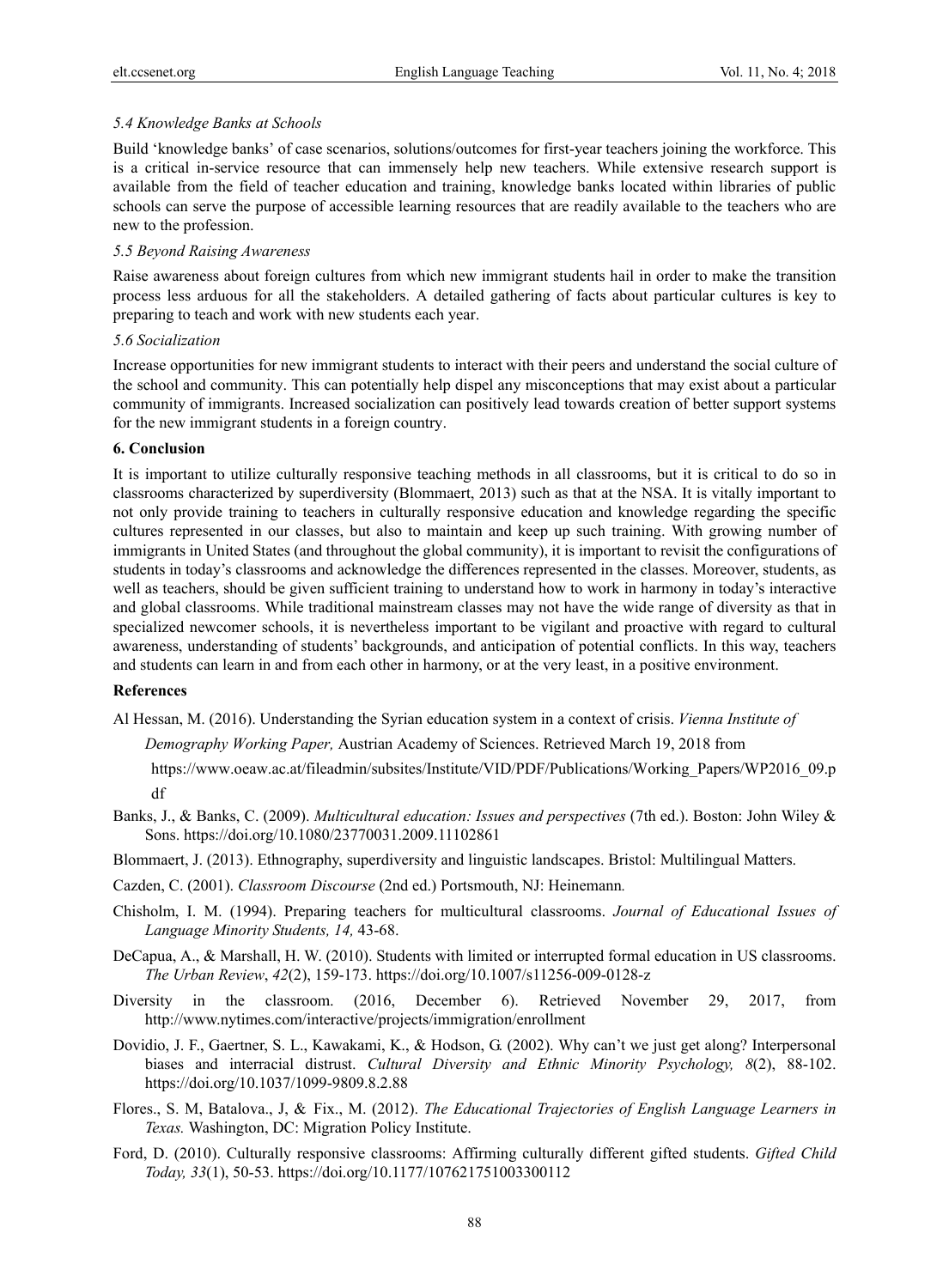### *5.4 Knowledge Banks at Schools*

Build 'knowledge banks' of case scenarios, solutions/outcomes for first-year teachers joining the workforce. This is a critical in-service resource that can immensely help new teachers. While extensive research support is available from the field of teacher education and training, knowledge banks located within libraries of public schools can serve the purpose of accessible learning resources that are readily available to the teachers who are new to the profession.

### *5.5 Beyond Raising Awareness*

Raise awareness about foreign cultures from which new immigrant students hail in order to make the transition process less arduous for all the stakeholders. A detailed gathering of facts about particular cultures is key to preparing to teach and work with new students each year.

### *5.6 Socialization*

Increase opportunities for new immigrant students to interact with their peers and understand the social culture of the school and community. This can potentially help dispel any misconceptions that may exist about a particular community of immigrants. Increased socialization can positively lead towards creation of better support systems for the new immigrant students in a foreign country.

## 6. Conclusion

It is important to utilize culturally responsive teaching methods in all classrooms, but it is critical to do so in classrooms characterized by superdiversity (Blommaert, 2013) such as that at the NSA. It is vitally important to not only provide training to teachers in culturally responsive education and knowledge regarding the specific cultures represented in our classes, but also to maintain and keep up such training. With growing number of immigrants in United States (and throughout the global community), it is important to revisit the configurations of students in today's classrooms and acknowledge the differences represented in the classes. Moreover, students, as well as teachers, should be given sufficient training to understand how to work in harmony in today's interactive and global classrooms. While traditional mainstream classes may not have the wide range of diversity as that in specialized newcomer schools, it is nevertheless important to be vigilant and proactive with regard to cultural awareness, understanding of students' backgrounds, and anticipation of potential conflicts. In this way, teachers and students can learn in and from each other in harmony, or at the very least, in a positive environment.

## References

Al Hessan, M. (2016). Understanding the Syrian education system in a context of crisis. *Vienna Institute of Demography Working Paper,* Austrian Academy of Sciences. Retrieved March 19, 2018 from https://www.oeaw.ac.at/fileadmin/subsites/Institute/VID/PDF/Publications/Working_Papers/WP2016_09.pdf

Banks, J., & Banks, C. (2009). *Multicultural education: Issues and perspectives* (7th ed.). Boston: John Wiley & Sons. https://doi.org/10.1080/23770031.2009.11102861

Blommaert, J. (2013). Ethnography, superdiversity and linguistic landscapes. Bristol: Multilingual Matters.

Cazden, C. (2001). *Classroom Discourse* (2nd ed.) Portsmouth, NJ: Heinemann*.*

Chisholm, I. M. (1994). Preparing teachers for multicultural classrooms. *Journal of Educational Issues of Language Minority Students, 14,* 43-68.

DeCapua, A., & Marshall, H. W. (2010). Students with limited or interrupted formal education in US classrooms. *The Urban Review*, *42*(2), 159-173. https://doi.org/10.1007/s11256-009-0128-z

Diversity in the classroom. (2016, December 6). Retrieved November 29, 2017, from http://www.nytimes.com/interactive/projects/immigration/enrollment

Dovidio, J. F., Gaertner, S. L., Kawakami, K., & Hodson, G. (2002). Why can't we just get along? Interpersonal biases and interracial distrust. *Cultural Diversity and Ethnic Minority Psychology, 8*(2), 88-102. https://doi.org/10.1037/1099-9809.8.2.88

Flores., S. M, Batalova., J, & Fix., M. (2012). *The Educational Trajectories of English Language Learners in Texas.* Washington, DC: Migration Policy Institute.

Ford, D. (2010). Culturally responsive classrooms: Affirming culturally different gifted students. *Gifted Child Today, 33*(1), 50-53. https://doi.org/10.1177/107621751003300112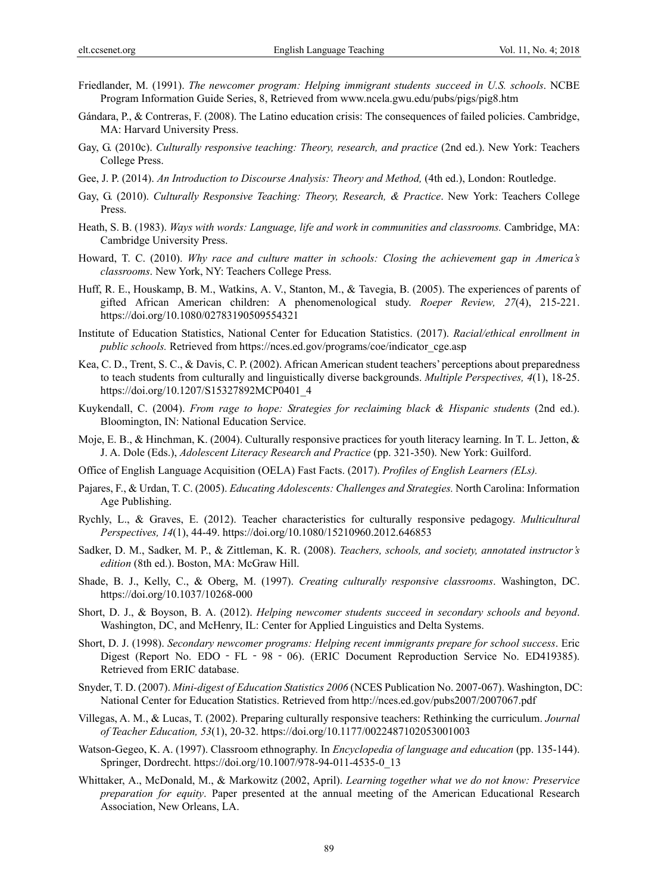Friedlander, M. (1991). *The newcomer program: Helping immigrant students succeed in U.S. schools*. NCBE Program Information Guide Series, 8, Retrieved from www.ncela.gwu.edu/pubs/pigs/pig8.htm

Gándara, P., & Contreras, F. (2008). The Latino education crisis: The consequences of failed policies. Cambridge, MA: Harvard University Press.

Gay, G. (2010c). *Culturally responsive teaching: Theory, research, and practice* (2nd ed.). New York: Teachers College Press.

Gee, J. P. (2014). *An Introduction to Discourse Analysis: Theory and Method,* (4th ed.), London: Routledge.

Gay, G. (2010). *Culturally Responsive Teaching: Theory, Research, & Practice*. New York: Teachers College Press.

Heath, S. B. (1983). *Ways with words: Language, life and work in communities and classrooms.* Cambridge, MA: Cambridge University Press.

Howard, T. C. (2010). *Why race and culture matter in schools: Closing the achievement gap in America's classrooms*. New York, NY: Teachers College Press.

Huff, R. E., Houskamp, B. M., Watkins, A. V., Stanton, M., & Tavegia, B. (2005). The experiences of parents of gifted African American children: A phenomenological study. *Roeper Review, 27*(4), 215-221. https://doi.org/10.1080/02783190509554321

Institute of Education Statistics, National Center for Education Statistics. (2017). *Racial/ethical enrollment in public schools.* Retrieved from https://nces.ed.gov/programs/coe/indicator_cge.asp

Kea, C. D., Trent, S. C., & Davis, C. P. (2002). African American student teachers' perceptions about preparedness to teach students from culturally and linguistically diverse backgrounds. *Multiple Perspectives, 4*(1), 18-25. https://doi.org/10.1207/S15327892MCP0401_4

Kuykendall, C. (2004). *From rage to hope: Strategies for reclaiming black & Hispanic students* (2nd ed.). Bloomington, IN: National Education Service.

Moje, E. B., & Hinchman, K. (2004). Culturally responsive practices for youth literacy learning. In T. L. Jetton, & J. A. Dole (Eds.), *Adolescent Literacy Research and Practice* (pp. 321-350). New York: Guilford.

Office of English Language Acquisition (OELA) Fast Facts. (2017). *Profiles of English Learners (ELs).*

Pajares, F., & Urdan, T. C. (2005). *Educating Adolescents: Challenges and Strategies.* North Carolina: Information Age Publishing.

Rychly, L., & Graves, E. (2012). Teacher characteristics for culturally responsive pedagogy. *Multicultural Perspectives, 14*(1), 44-49. https://doi.org/10.1080/15210960.2012.646853

Sadker, D. M., Sadker, M. P., & Zittleman, K. R. (2008). *Teachers, schools, and society, annotated instructor's edition* (8th ed.). Boston, MA: McGraw Hill.

Shade, B. J., Kelly, C., & Oberg, M. (1997). *Creating culturally responsive classrooms*. Washington, DC. https://doi.org/10.1037/10268-000

Short, D. J., & Boyson, B. A. (2012). *Helping newcomer students succeed in secondary schools and beyond*. Washington, DC, and McHenry, IL: Center for Applied Linguistics and Delta Systems.

Short, D. J. (1998). *Secondary newcomer programs: Helping recent immigrants prepare for school success*. Eric Digest (Report No. EDO‐FL‐98‐06). (ERIC Document Reproduction Service No. ED419385). Retrieved from ERIC database.

Snyder, T. D. (2007). *Mini-digest of Education Statistics 2006* (NCES Publication No. 2007-067). Washington, DC: National Center for Education Statistics. Retrieved from http://nces.ed.gov/pubs2007/2007067.pdf

Villegas, A. M., & Lucas, T. (2002). Preparing culturally responsive teachers: Rethinking the curriculum. *Journal of Teacher Education, 53*(1), 20-32. https://doi.org/10.1177/0022487102053001003

Watson-Gegeo, K. A. (1997). Classroom ethnography. In *Encyclopedia of language and education* (pp. 135-144). Springer, Dordrecht. https://doi.org/10.1007/978-94-011-4535-0_13

Whittaker, A., McDonald, M., & Markowitz (2002, April). *Learning together what we do not know: Preservice preparation for equity*. Paper presented at the annual meeting of the American Educational Research Association, New Orleans, LA.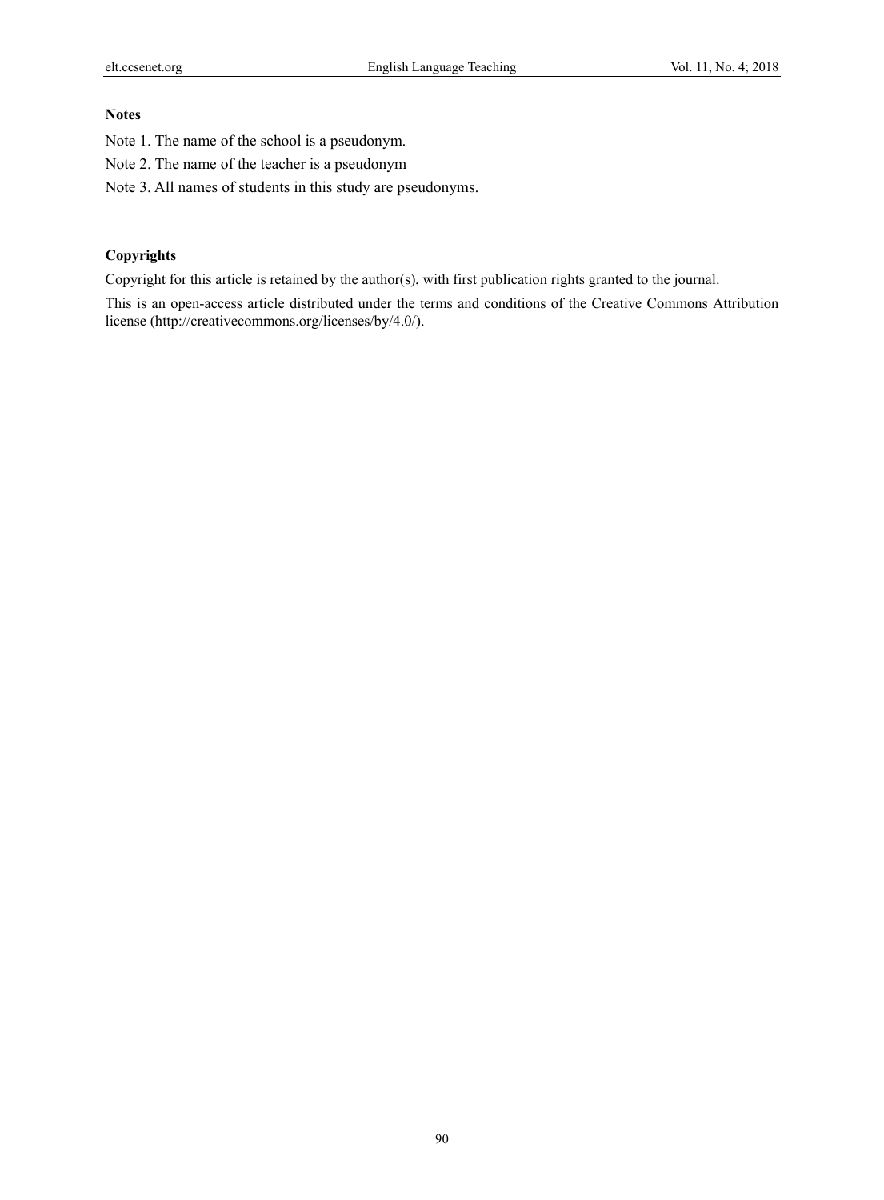## Notes

Note 1. The name of the school is a pseudonym.

Note 2. The name of the teacher is a pseudonym

Note 3. All names of students in this study are pseudonyms.

## Copyrights

Copyright for this article is retained by the author(s), with first publication rights granted to the journal.

This is an open-access article distributed under the terms and conditions of the Creative Commons Attribution license (http://creativecommons.org/licenses/by/4.0/).